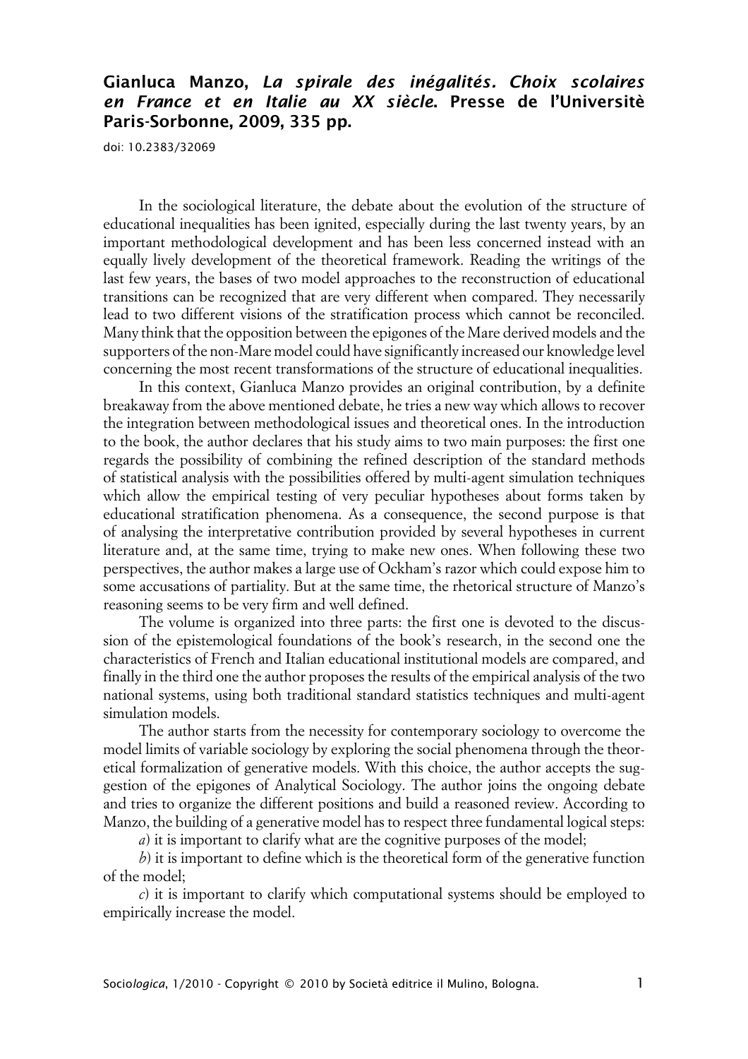## Gianluca Manzo, *La spirale des inégalités. Choix scolaires en France et en Italie au XX siècle*. Presse de l'Universitè Paris-Sorbonne, 2009, 335 pp.

doi: 10.2383/32069

In the sociological literature, the debate about the evolution of the structure of educational inequalities has been ignited, especially during the last twenty years, by an important methodological development and has been less concerned instead with an equally lively development of the theoretical framework. Reading the writings of the last few years, the bases of two model approaches to the reconstruction of educational transitions can be recognized that are very different when compared. They necessarily lead to two different visions of the stratification process which cannot be reconciled. Many think that the opposition between the epigones of the Mare derived models and the supporters of the non-Mare model could have significantly increased our knowledge level concerning the most recent transformations of the structure of educational inequalities.

In this context, Gianluca Manzo provides an original contribution, by a definite breakaway from the above mentioned debate, he tries a new way which allows to recover the integration between methodological issues and theoretical ones. In the introduction to the book, the author declares that his study aims to two main purposes: the first one regards the possibility of combining the refined description of the standard methods of statistical analysis with the possibilities offered by multi-agent simulation techniques which allow the empirical testing of very peculiar hypotheses about forms taken by educational stratification phenomena. As a consequence, the second purpose is that of analysing the interpretative contribution provided by several hypotheses in current literature and, at the same time, trying to make new ones. When following these two perspectives, the author makes a large use of Ockham's razor which could expose him to some accusations of partiality. But at the same time, the rhetorical structure of Manzo's reasoning seems to be very firm and well defined.

The volume is organized into three parts: the first one is devoted to the discussion of the epistemological foundations of the book's research, in the second one the characteristics of French and Italian educational institutional models are compared, and finally in the third one the author proposes the results of the empirical analysis of the two national systems, using both traditional standard statistics techniques and multi-agent simulation models.

The author starts from the necessity for contemporary sociology to overcome the model limits of variable sociology by exploring the social phenomena through the theoretical formalization of generative models. With this choice, the author accepts the suggestion of the epigones of Analytical Sociology. The author joins the ongoing debate and tries to organize the different positions and build a reasoned review. According to Manzo, the building of a generative model has to respect three fundamental logical steps:

*a*) it is important to clarify what are the cognitive purposes of the model;

*b*) it is important to define which is the theoretical form of the generative function of the model;

*c*) it is important to clarify which computational systems should be employed to empirically increase the model.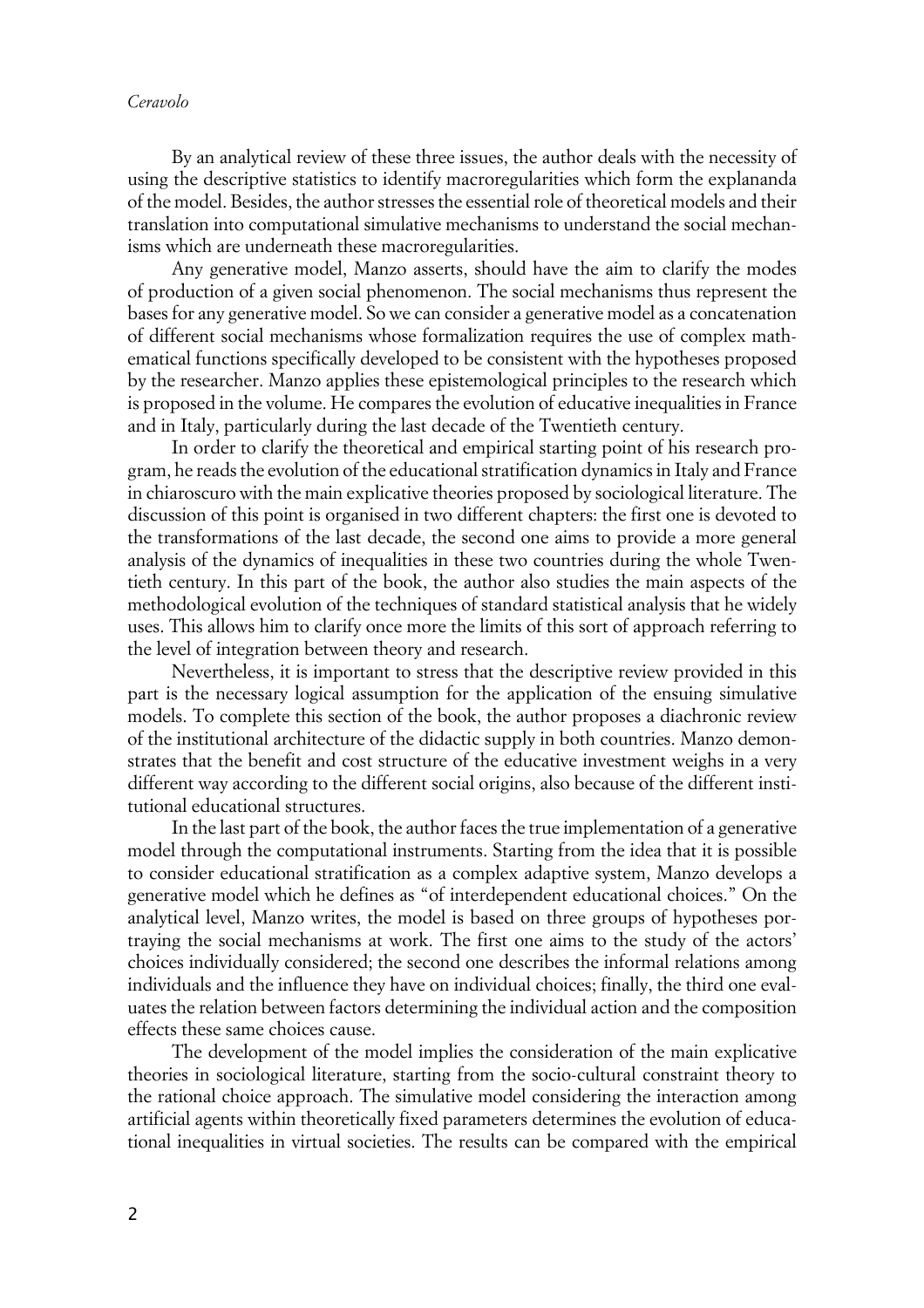By an analytical review of these three issues, the author deals with the necessity of using the descriptive statistics to identify macroregularities which form the explananda of the model. Besides, the author stresses the essential role of theoretical models and their translation into computational simulative mechanisms to understand the social mechanisms which are underneath these macroregularities.

Any generative model, Manzo asserts, should have the aim to clarify the modes of production of a given social phenomenon. The social mechanisms thus represent the bases for any generative model. So we can consider a generative model as a concatenation of different social mechanisms whose formalization requires the use of complex mathematical functions specifically developed to be consistent with the hypotheses proposed by the researcher. Manzo applies these epistemological principles to the research which is proposed in the volume. He compares the evolution of educative inequalities in France and in Italy, particularly during the last decade of the Twentieth century.

In order to clarify the theoretical and empirical starting point of his research program, he reads the evolution of the educational stratification dynamics in Italy and France in chiaroscuro with the main explicative theories proposed by sociological literature. The discussion of this point is organised in two different chapters: the first one is devoted to the transformations of the last decade, the second one aims to provide a more general analysis of the dynamics of inequalities in these two countries during the whole Twentieth century. In this part of the book, the author also studies the main aspects of the methodological evolution of the techniques of standard statistical analysis that he widely uses. This allows him to clarify once more the limits of this sort of approach referring to the level of integration between theory and research.

Nevertheless, it is important to stress that the descriptive review provided in this part is the necessary logical assumption for the application of the ensuing simulative models. To complete this section of the book, the author proposes a diachronic review of the institutional architecture of the didactic supply in both countries. Manzo demonstrates that the benefit and cost structure of the educative investment weighs in a very different way according to the different social origins, also because of the different institutional educational structures.

In the last part of the book, the author faces the true implementation of a generative model through the computational instruments. Starting from the idea that it is possible to consider educational stratification as a complex adaptive system, Manzo develops a generative model which he defines as "of interdependent educational choices." On the analytical level, Manzo writes, the model is based on three groups of hypotheses portraying the social mechanisms at work. The first one aims to the study of the actors' choices individually considered; the second one describes the informal relations among individuals and the influence they have on individual choices; finally, the third one evaluates the relation between factors determining the individual action and the composition effects these same choices cause.

The development of the model implies the consideration of the main explicative theories in sociological literature, starting from the socio-cultural constraint theory to the rational choice approach. The simulative model considering the interaction among artificial agents within theoretically fixed parameters determines the evolution of educational inequalities in virtual societies. The results can be compared with the empirical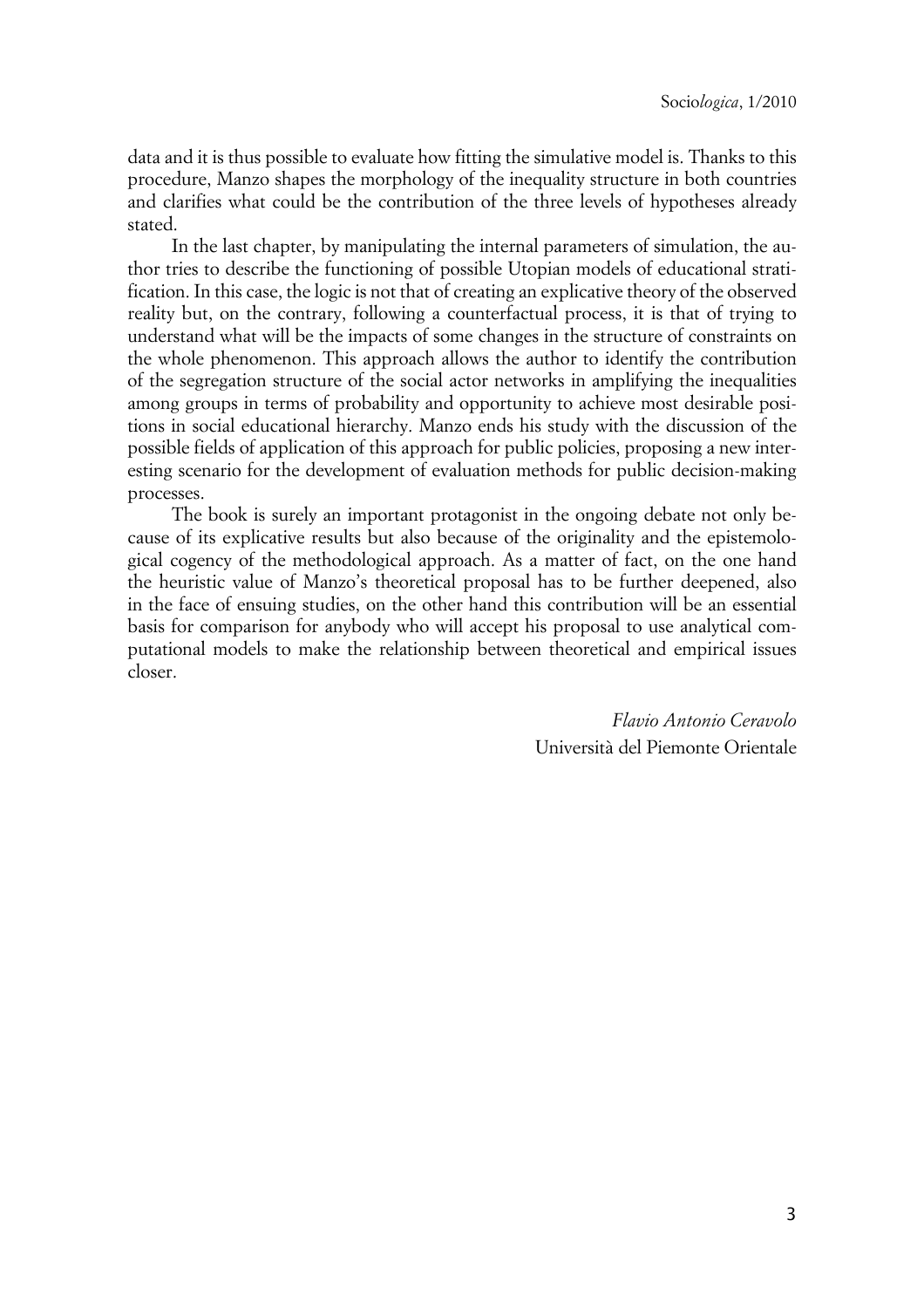data and it is thus possible to evaluate how fitting the simulative model is. Thanks to this procedure, Manzo shapes the morphology of the inequality structure in both countries and clarifies what could be the contribution of the three levels of hypotheses already stated.

In the last chapter, by manipulating the internal parameters of simulation, the author tries to describe the functioning of possible Utopian models of educational stratification. In this case, the logic is not that of creating an explicative theory of the observed reality but, on the contrary, following a counterfactual process, it is that of trying to understand what will be the impacts of some changes in the structure of constraints on the whole phenomenon. This approach allows the author to identify the contribution of the segregation structure of the social actor networks in amplifying the inequalities among groups in terms of probability and opportunity to achieve most desirable positions in social educational hierarchy. Manzo ends his study with the discussion of the possible fields of application of this approach for public policies, proposing a new interesting scenario for the development of evaluation methods for public decision-making processes.

The book is surely an important protagonist in the ongoing debate not only because of its explicative results but also because of the originality and the epistemological cogency of the methodological approach. As a matter of fact, on the one hand the heuristic value of Manzo's theoretical proposal has to be further deepened, also in the face of ensuing studies, on the other hand this contribution will be an essential basis for comparison for anybody who will accept his proposal to use analytical computational models to make the relationship between theoretical and empirical issues closer.

*Flavio Antonio Ceravolo*
Università del Piemonte Orientale